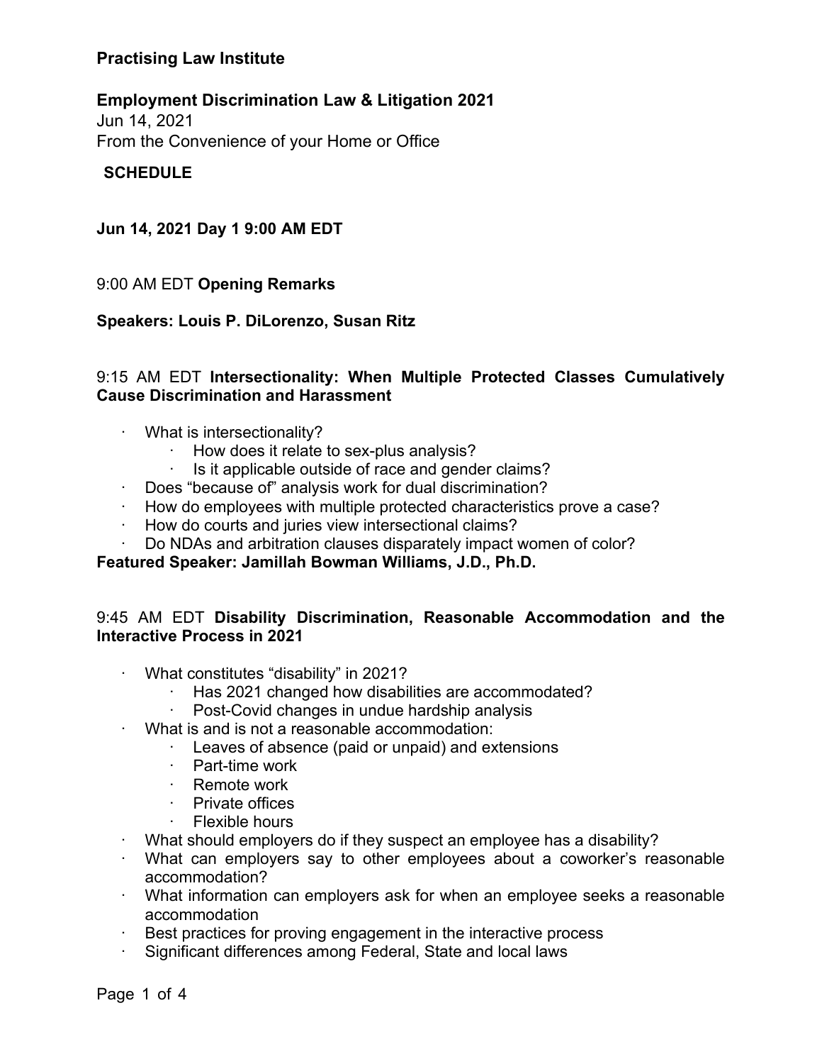**Practising Law Institute**

**Employment Discrimination Law & Litigation 2021**
Jun 14, 2021
From the Convenience of your Home or Office

**SCHEDULE**

**Jun 14, 2021 Day 1 9:00 AM EDT**

9:00 AM EDT **Opening Remarks**

**Speakers: Louis P. DiLorenzo, Susan Ritz**

9:15 AM EDT **Intersectionality: When Multiple Protected Classes Cumulatively Cause Discrimination and Harassment**

- What is intersectionality?
  - How does it relate to sex-plus analysis?
  - Is it applicable outside of race and gender claims?
- Does "because of" analysis work for dual discrimination?
- How do employees with multiple protected characteristics prove a case?
- How do courts and juries view intersectional claims?
- Do NDAs and arbitration clauses disparately impact women of color?

**Featured Speaker: Jamillah Bowman Williams, J.D., Ph.D.**

9:45 AM EDT **Disability Discrimination, Reasonable Accommodation and the Interactive Process in 2021**

- What constitutes "disability" in 2021?
  - Has 2021 changed how disabilities are accommodated?
  - Post-Covid changes in undue hardship analysis
- What is and is not a reasonable accommodation:
  - Leaves of absence (paid or unpaid) and extensions
  - Part-time work
  - Remote work
  - Private offices
  - Flexible hours
- What should employers do if they suspect an employee has a disability?
- What can employers say to other employees about a coworker's reasonable accommodation?
- What information can employers ask for when an employee seeks a reasonable accommodation
- Best practices for proving engagement in the interactive process
- Significant differences among Federal, State and local laws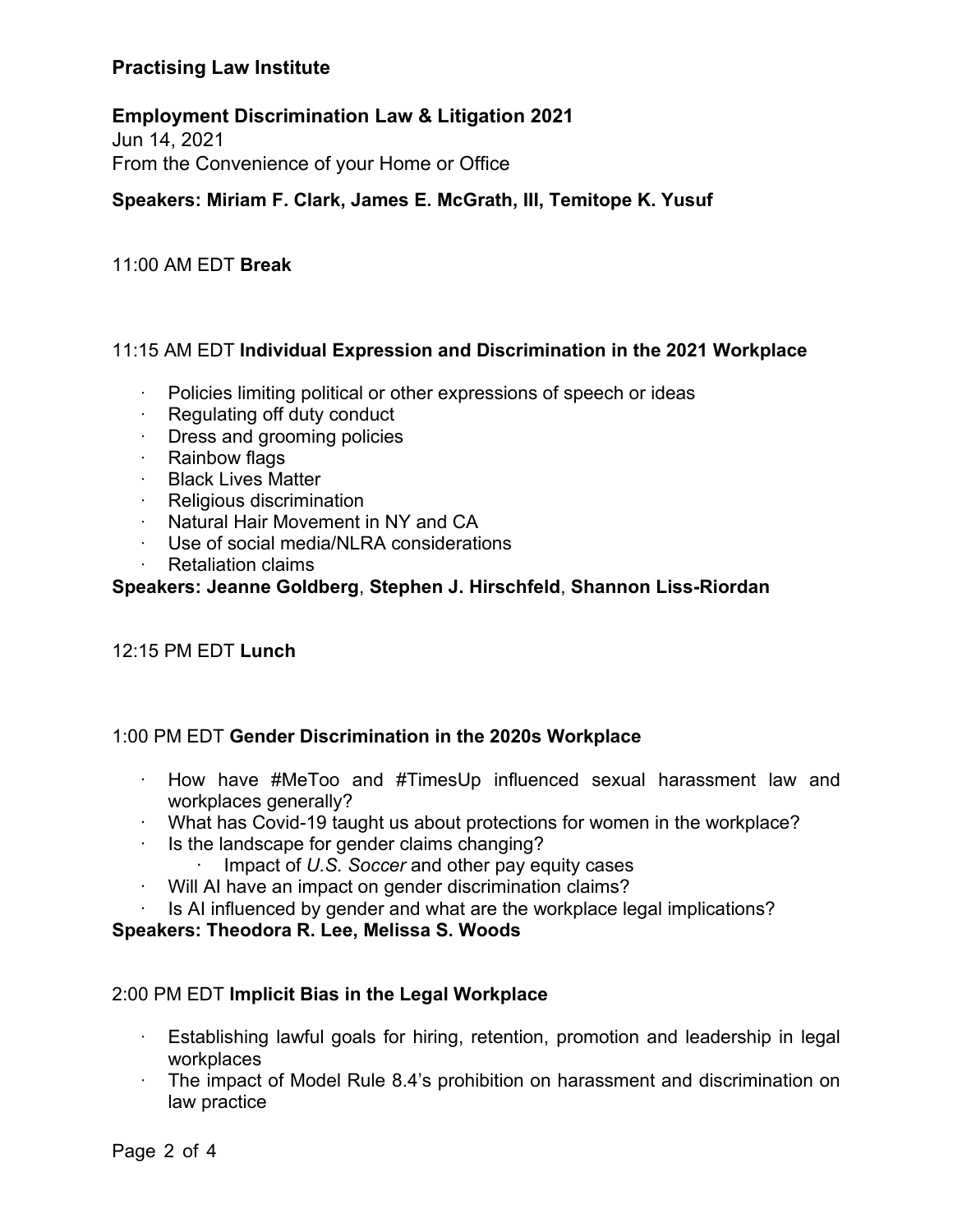**Practising Law Institute**

**Employment Discrimination Law & Litigation 2021**
Jun 14, 2021
From the Convenience of your Home or Office

**Speakers: Miriam F. Clark, James E. McGrath, III, Temitope K. Yusuf**

11:00 AM EDT **Break**

11:15 AM EDT **Individual Expression and Discrimination in the 2021 Workplace**

- Policies limiting political or other expressions of speech or ideas
- Regulating off duty conduct
- Dress and grooming policies
- Rainbow flags
- Black Lives Matter
- Religious discrimination
- Natural Hair Movement in NY and CA
- Use of social media/NLRA considerations
- Retaliation claims

**Speakers: Jeanne Goldberg**, **Stephen J. Hirschfeld**, **Shannon Liss-Riordan**

12:15 PM EDT **Lunch**

1:00 PM EDT **Gender Discrimination in the 2020s Workplace**

- How have #MeToo and #TimesUp influenced sexual harassment law and workplaces generally?
- What has Covid-19 taught us about protections for women in the workplace?
- Is the landscape for gender claims changing?
  - Impact of *U.S. Soccer* and other pay equity cases
- Will AI have an impact on gender discrimination claims?
- Is AI influenced by gender and what are the workplace legal implications?

**Speakers: Theodora R. Lee, Melissa S. Woods**

2:00 PM EDT **Implicit Bias in the Legal Workplace**

- Establishing lawful goals for hiring, retention, promotion and leadership in legal workplaces
- The impact of Model Rule 8.4's prohibition on harassment and discrimination on law practice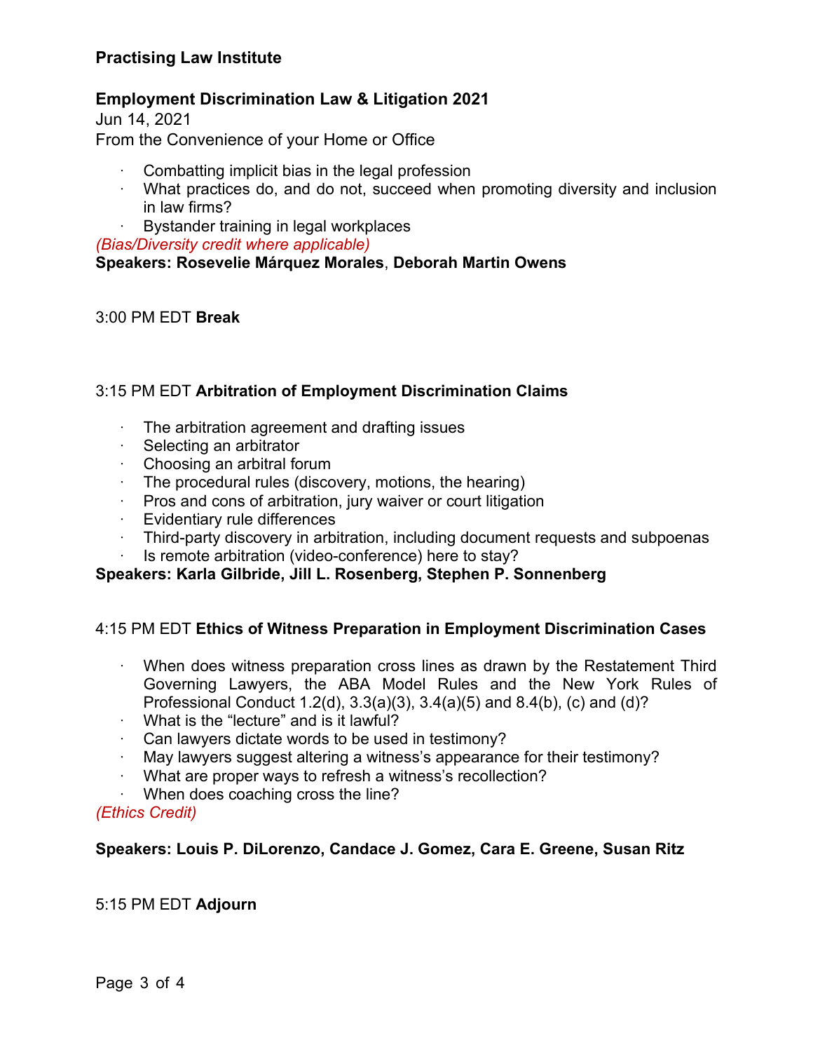**Practising Law Institute**

**Employment Discrimination Law & Litigation 2021**
Jun 14, 2021
From the Convenience of your Home or Office

- Combatting implicit bias in the legal profession
- What practices do, and do not, succeed when promoting diversity and inclusion in law firms?
- Bystander training in legal workplaces

*(Bias/Diversity credit where applicable)*
**Speakers: Rosevelie Márquez Morales**, **Deborah Martin Owens**

3:00 PM EDT **Break**

3:15 PM EDT **Arbitration of Employment Discrimination Claims**

- The arbitration agreement and drafting issues
- Selecting an arbitrator
- Choosing an arbitral forum
- The procedural rules (discovery, motions, the hearing)
- Pros and cons of arbitration, jury waiver or court litigation
- Evidentiary rule differences
- Third-party discovery in arbitration, including document requests and subpoenas
- Is remote arbitration (video-conference) here to stay?

**Speakers: Karla Gilbride, Jill L. Rosenberg, Stephen P. Sonnenberg**

4:15 PM EDT **Ethics of Witness Preparation in Employment Discrimination Cases**

- When does witness preparation cross lines as drawn by the Restatement Third Governing Lawyers, the ABA Model Rules and the New York Rules of Professional Conduct 1.2(d), 3.3(a)(3), 3.4(a)(5) and 8.4(b), (c) and (d)?
- What is the "lecture" and is it lawful?
- Can lawyers dictate words to be used in testimony?
- May lawyers suggest altering a witness's appearance for their testimony?
- What are proper ways to refresh a witness's recollection?
- When does coaching cross the line?

*(Ethics Credit)*

**Speakers: Louis P. DiLorenzo, Candace J. Gomez, Cara E. Greene, Susan Ritz**

5:15 PM EDT **Adjourn**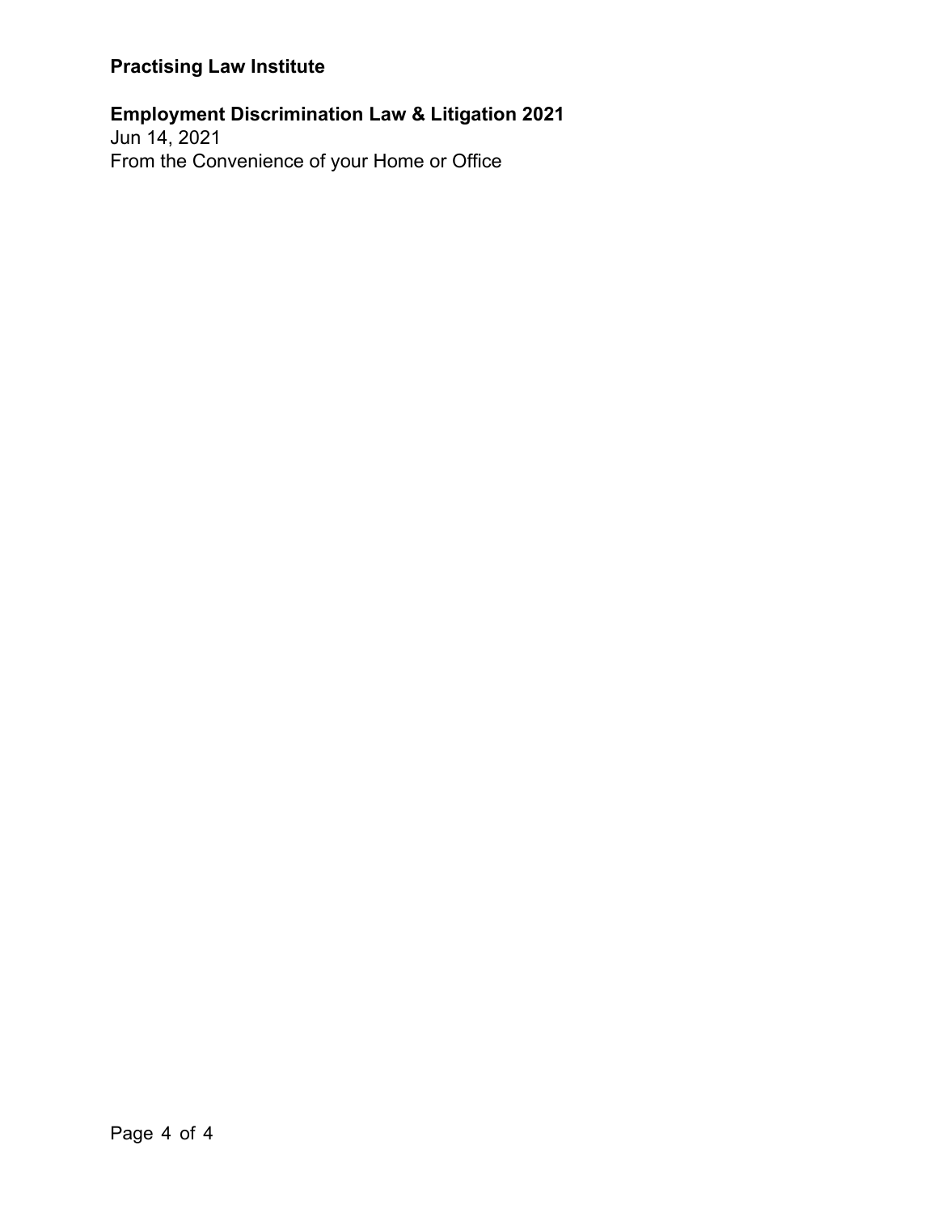**Practising Law Institute**

**Employment Discrimination Law & Litigation 2021**
Jun 14, 2021
From the Convenience of your Home or Office